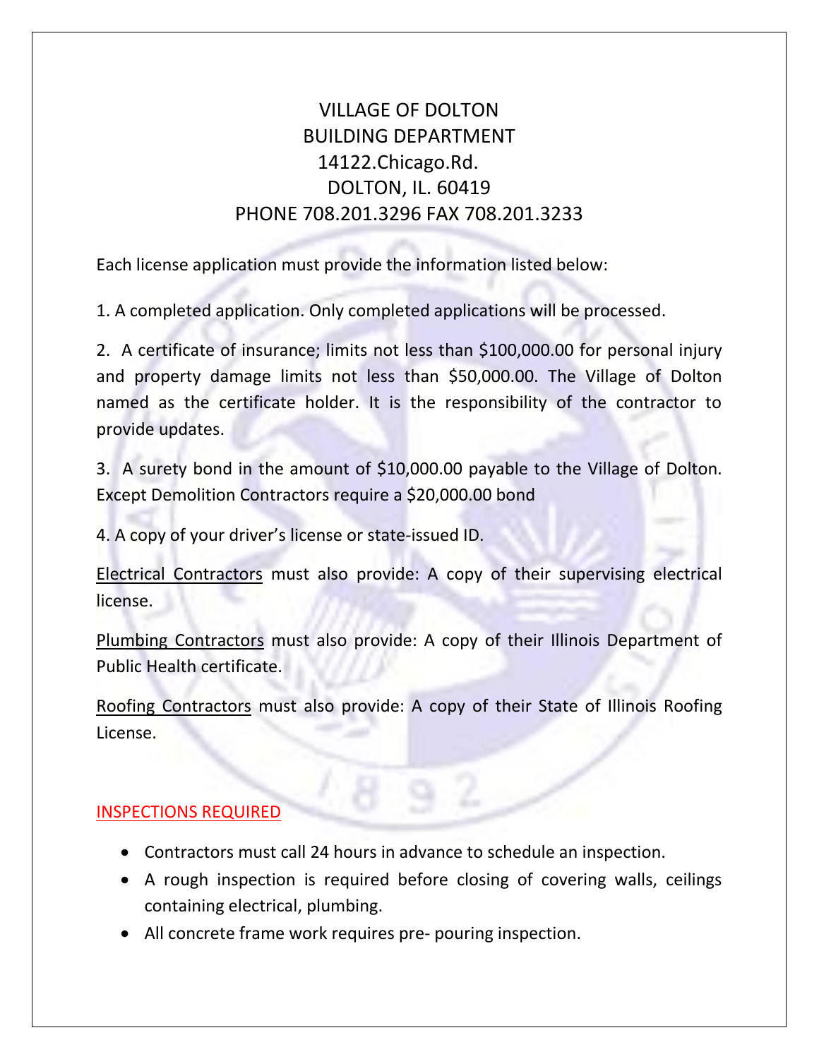# VILLAGE OF DOLTON
## BUILDING DEPARTMENT
14122.Chicago.Rd.
DOLTON, IL. 60419
PHONE 708.201.3296 FAX 708.201.3233

Each license application must provide the information listed below:

1. A completed application. Only completed applications will be processed.

2. A certificate of insurance; limits not less than $100,000.00 for personal injury and property damage limits not less than $50,000.00. The Village of Dolton named as the certificate holder. It is the responsibility of the contractor to provide updates.

3. A surety bond in the amount of $10,000.00 payable to the Village of Dolton. Except Demolition Contractors require a $20,000.00 bond

4. A copy of your driver's license or state-issued ID.

Electrical Contractors must also provide: A copy of their supervising electrical license.

Plumbing Contractors must also provide: A copy of their Illinois Department of Public Health certificate.

Roofing Contractors must also provide: A copy of their State of Illinois Roofing License.

## INSPECTIONS REQUIRED

- Contractors must call 24 hours in advance to schedule an inspection.
- A rough inspection is required before closing of covering walls, ceilings containing electrical, plumbing.
- All concrete frame work requires pre- pouring inspection.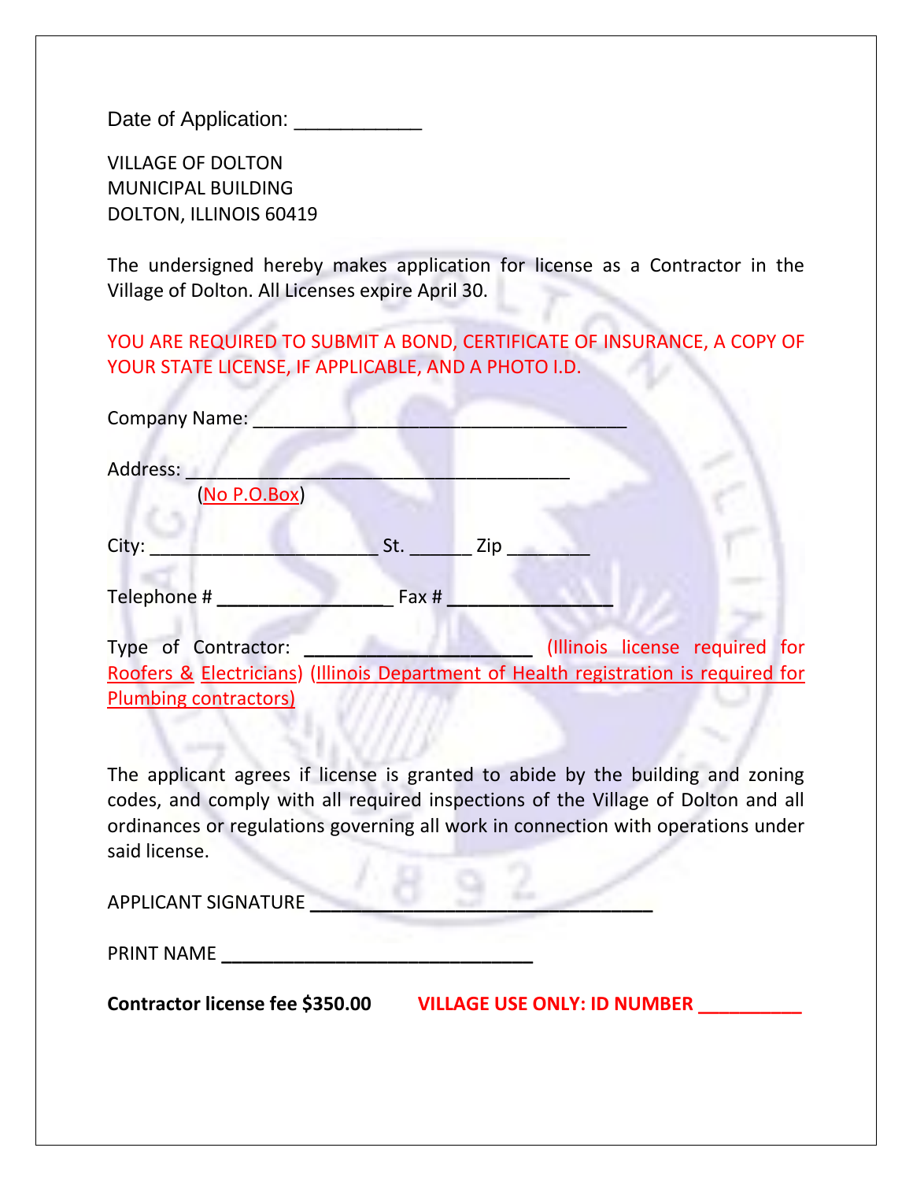Date of Application: ___________

VILLAGE OF DOLTON
MUNICIPAL BUILDING
DOLTON, ILLINOIS 60419

The undersigned hereby makes application for license as a Contractor in the Village of Dolton. All Licenses expire April 30.

YOU ARE REQUIRED TO SUBMIT A BOND, CERTIFICATE OF INSURANCE, A COPY OF YOUR STATE LICENSE, IF APPLICABLE, AND A PHOTO I.D.

Company Name: _____________________________________

Address: ______________________________________
(No P.O.Box)

City: _______________________ St. ______ Zip ________

Telephone # _________________ Fax # ________________

Type of Contractor: ______________________ (Illinois license required for Roofers & Electricians) (Illinois Department of Health registration is required for Plumbing contractors)

The applicant agrees if license is granted to abide by the building and zoning codes, and comply with all required inspections of the Village of Dolton and all ordinances or regulations governing all work in connection with operations under said license.

APPLICANT SIGNATURE _________________________________

PRINT NAME ______________________________

**Contractor license fee $350.00** **VILLAGE USE ONLY: ID NUMBER __________**